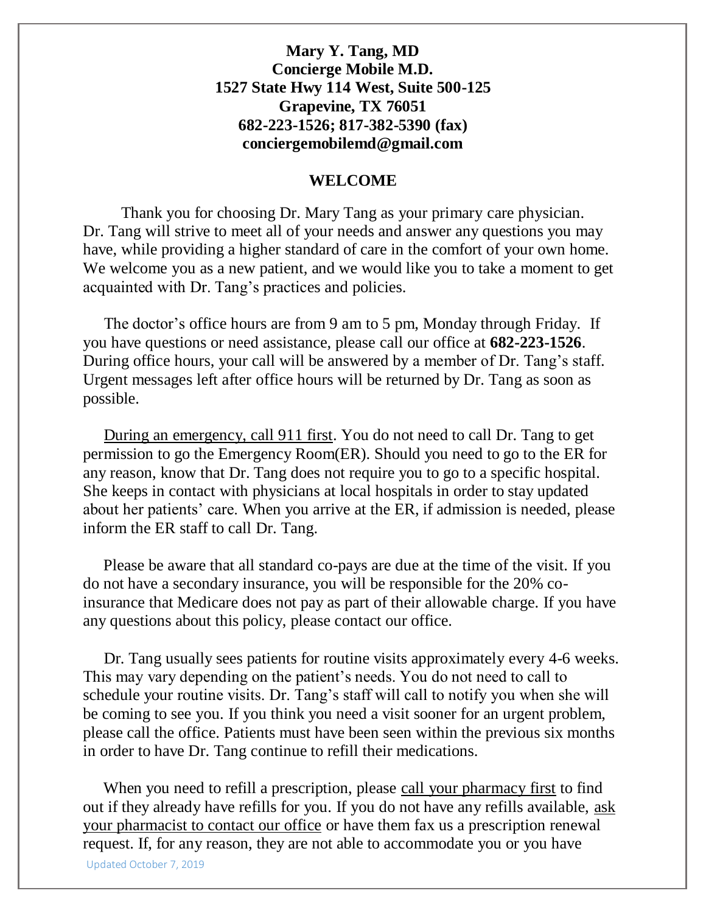**Mary Y. Tang, MD**
**Concierge Mobile M.D.**
**1527 State Hwy 114 West, Suite 500-125**
**Grapevine, TX 76051**
**682-223-1526; 817-382-5390 (fax)**
**conciergemobilemd@gmail.com**

## WELCOME

Thank you for choosing Dr. Mary Tang as your primary care physician. Dr. Tang will strive to meet all of your needs and answer any questions you may have, while providing a higher standard of care in the comfort of your own home. We welcome you as a new patient, and we would like you to take a moment to get acquainted with Dr. Tang's practices and policies.

The doctor's office hours are from 9 am to 5 pm, Monday through Friday. If you have questions or need assistance, please call our office at **682-223-1526**. During office hours, your call will be answered by a member of Dr. Tang's staff. Urgent messages left after office hours will be returned by Dr. Tang as soon as possible.

<u>During an emergency, call 911 first</u>. You do not need to call Dr. Tang to get permission to go the Emergency Room(ER). Should you need to go to the ER for any reason, know that Dr. Tang does not require you to go to a specific hospital. She keeps in contact with physicians at local hospitals in order to stay updated about her patients' care. When you arrive at the ER, if admission is needed, please inform the ER staff to call Dr. Tang.

Please be aware that all standard co-pays are due at the time of the visit. If you do not have a secondary insurance, you will be responsible for the 20% co-insurance that Medicare does not pay as part of their allowable charge. If you have any questions about this policy, please contact our office.

Dr. Tang usually sees patients for routine visits approximately every 4-6 weeks. This may vary depending on the patient's needs. You do not need to call to schedule your routine visits. Dr. Tang's staff will call to notify you when she will be coming to see you. If you think you need a visit sooner for an urgent problem, please call the office. Patients must have been seen within the previous six months in order to have Dr. Tang continue to refill their medications.

When you need to refill a prescription, please <u>call your pharmacy first</u> to find out if they already have refills for you. If you do not have any refills available, <u>ask your pharmacist to contact our office</u> or have them fax us a prescription renewal request. If, for any reason, they are not able to accommodate you or you have

Updated October 7, 2019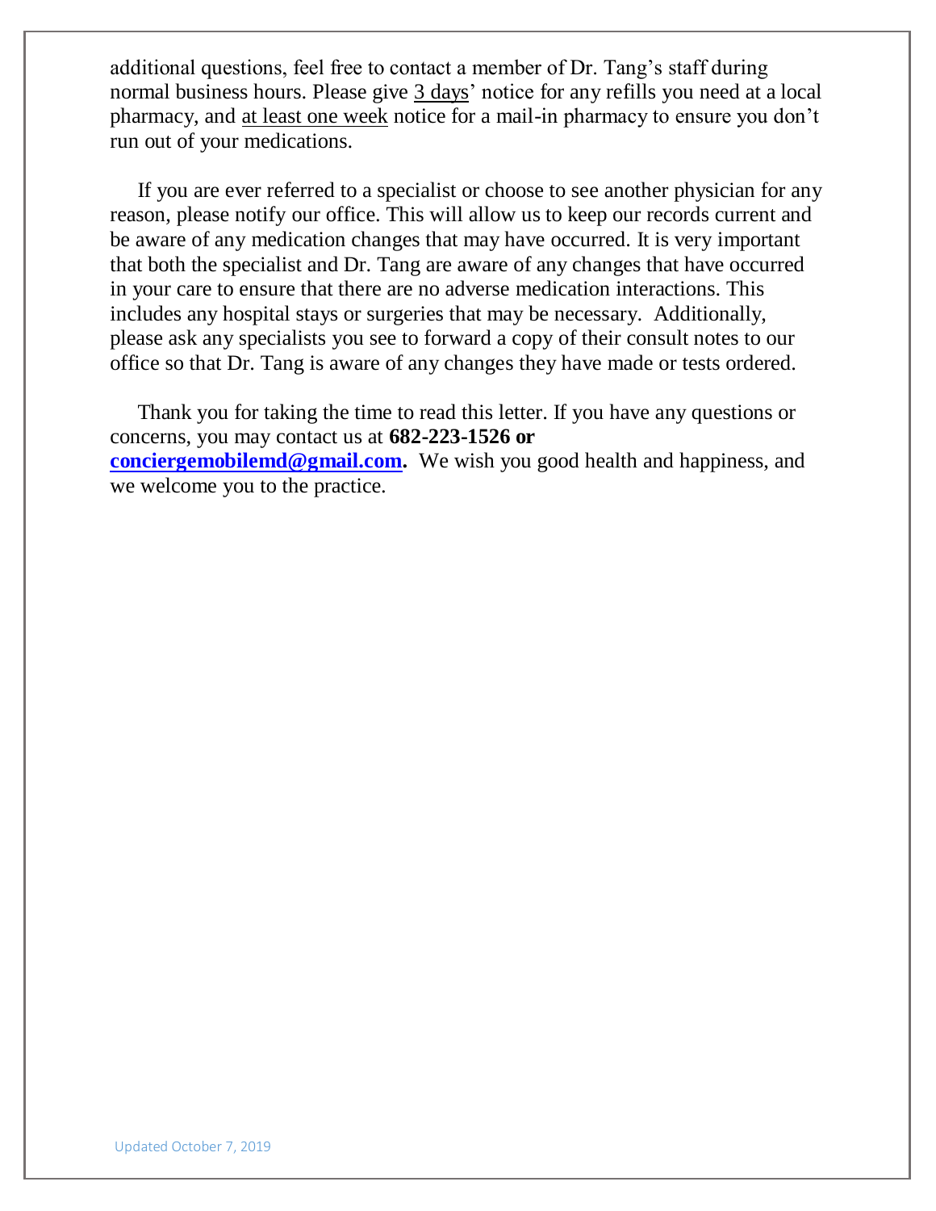additional questions, feel free to contact a member of Dr. Tang's staff during normal business hours. Please give 3 days' notice for any refills you need at a local pharmacy, and at least one week notice for a mail-in pharmacy to ensure you don't run out of your medications.

If you are ever referred to a specialist or choose to see another physician for any reason, please notify our office. This will allow us to keep our records current and be aware of any medication changes that may have occurred. It is very important that both the specialist and Dr. Tang are aware of any changes that have occurred in your care to ensure that there are no adverse medication interactions. This includes any hospital stays or surgeries that may be necessary. Additionally, please ask any specialists you see to forward a copy of their consult notes to our office so that Dr. Tang is aware of any changes they have made or tests ordered.

Thank you for taking the time to read this letter. If you have any questions or concerns, you may contact us at **682-223-1526 or [conciergemobilemd@gmail.com](mailto:conciergemobilemd@gmail.com).** We wish you good health and happiness, and we welcome you to the practice.

Updated October 7, 2019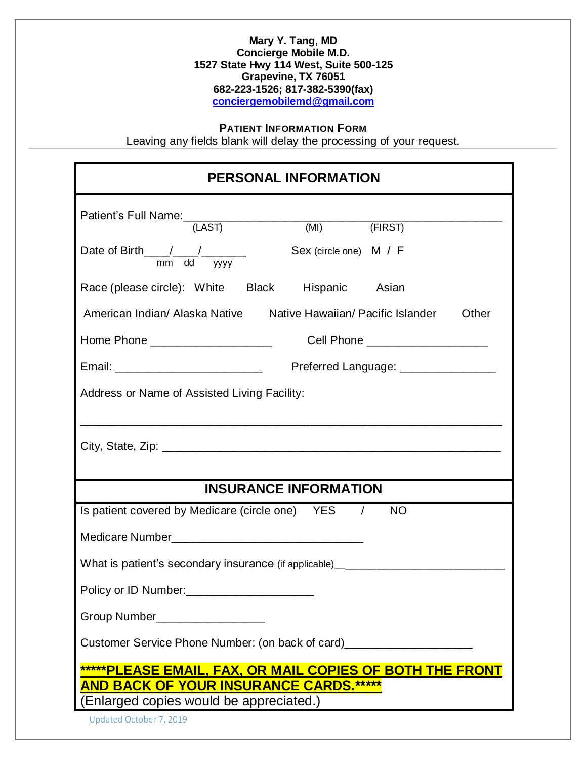**Mary Y. Tang, MD**
**Concierge Mobile M.D.**
**1527 State Hwy 114 West, Suite 500-125**
**Grapevine, TX 76051**
**682-223-1526; 817-382-5390(fax)**
**conciergemobilemd@gmail.com**

## PATIENT INFORMATION FORM

Leaving any fields blank will delay the processing of your request.

## PERSONAL INFORMATION

Patient's Full Name:_______________________________________________
(LAST) (MI) (FIRST)

Date of Birth____/____/_______ Sex (circle one) M / F
mm dd yyyy

Race (please circle): White Black Hispanic Asian

American Indian/ Alaska Native Native Hawaiian/ Pacific Islander Other

Home Phone ___________________ Cell Phone ___________________

Email: _______________________ Preferred Language: _______________

Address or Name of Assisted Living Facility:

_______________________________________________________________

City, State, Zip: _____________________________________________________

## INSURANCE INFORMATION

Is patient covered by Medicare (circle one) YES / NO

Medicare Number______________________________

What is patient's secondary insurance (if applicable)__________________________

Policy or ID Number:____________________

Group Number_________________

Customer Service Phone Number: (on back of card)____________________

**\*\*\*\*\*PLEASE EMAIL, FAX, OR MAIL COPIES OF BOTH THE FRONT AND BACK OF YOUR INSURANCE CARDS.\*\*\*\*\***

(Enlarged copies would be appreciated.)

Updated October 7, 2019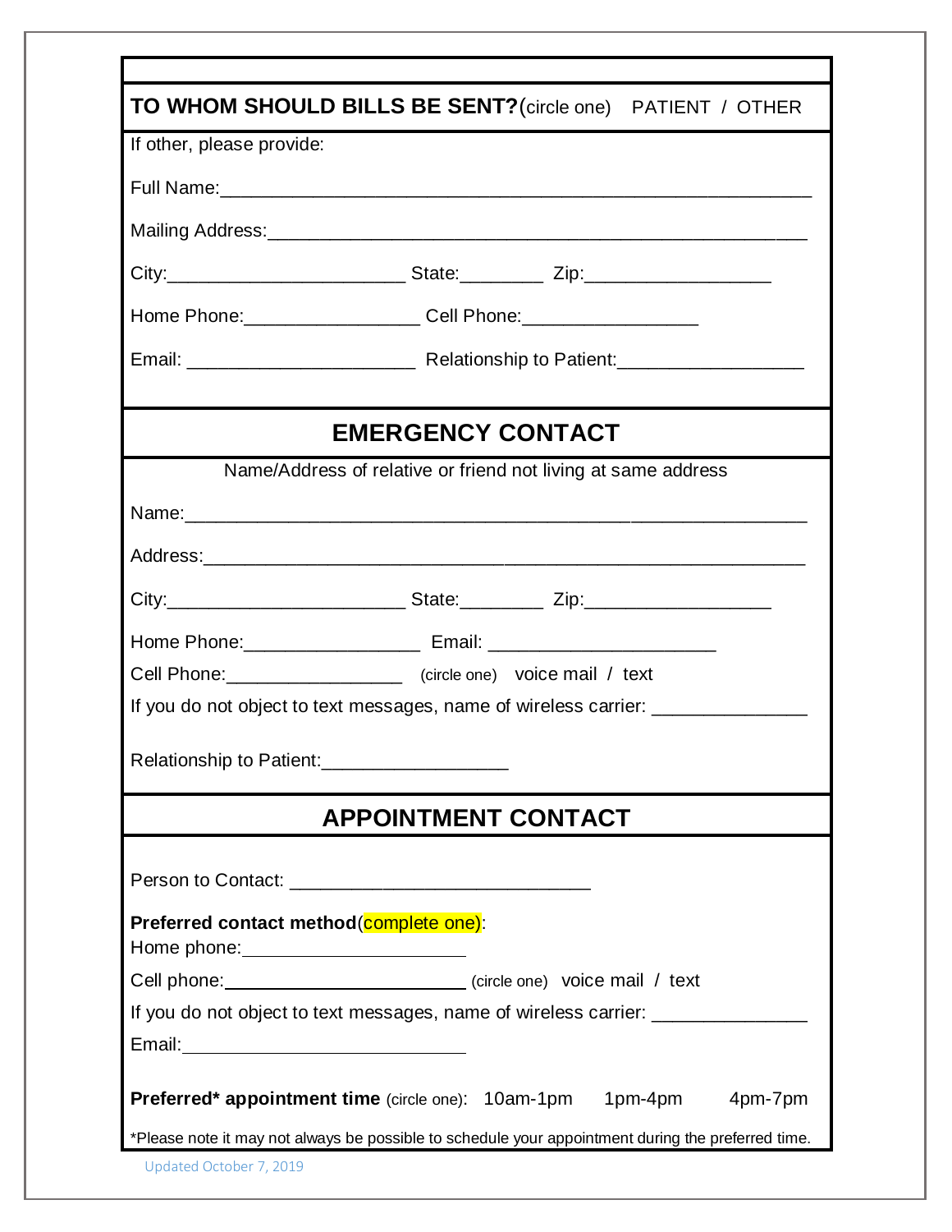**TO WHOM SHOULD BILLS BE SENT?** (circle one) PATIENT / OTHER

If other, please provide:

Full Name:____________________________________________________________

Mailing Address:_______________________________________________________

City:_______________________ State:________ Zip:__________________

Home Phone:_________________ Cell Phone:_________________

Email: ______________________ Relationship to Patient:__________________

## EMERGENCY CONTACT

Name/Address of relative or friend not living at same address

Name:_________________________________________________________________

Address:_______________________________________________________________

City:_______________________ State:________ Zip:__________________

Home Phone:_________________ Email: ______________________

Cell Phone:_________________ (circle one) voice mail / text

If you do not object to text messages, name of wireless carrier: _______________

Relationship to Patient:__________________

## APPOINTMENT CONTACT

Person to Contact: _____________________________

**Preferred contact method** (complete one):

Home phone:______________________

Cell phone:________________________ (circle one) voice mail / text

If you do not object to text messages, name of wireless carrier: _______________

Email:____________________________

**Preferred\* appointment time** (circle one): 10am-1pm 1pm-4pm 4pm-7pm

\*Please note it may not always be possible to schedule your appointment during the preferred time.

Updated October 7, 2019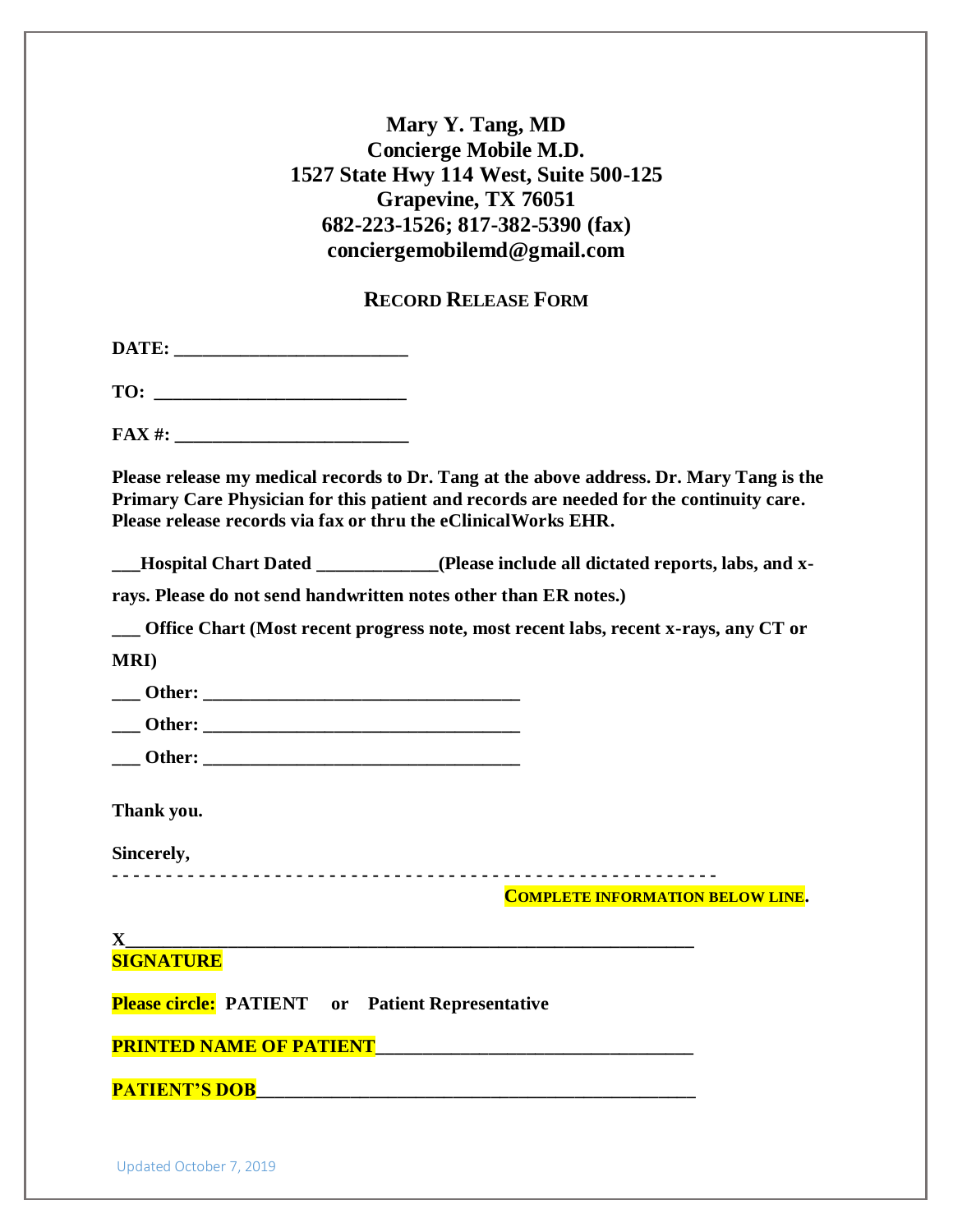**Mary Y. Tang, MD**
**Concierge Mobile M.D.**
**1527 State Hwy 114 West, Suite 500-125**
**Grapevine, TX 76051**
**682-223-1526; 817-382-5390 (fax)**
**conciergemobilemd@gmail.com**

## RECORD RELEASE FORM

**DATE: ________________________**

**TO: __________________________**

**FAX #: ________________________**

**Please release my medical records to Dr. Tang at the above address. Dr. Mary Tang is the Primary Care Physician for this patient and records are needed for the continuity care. Please release records via fax or thru the eClinicalWorks EHR.**

**___Hospital Chart Dated ____________(Please include all dictated reports, labs, and x-rays. Please do not send handwritten notes other than ER notes.)**

**___ Office Chart (Most recent progress note, most recent labs, recent x-rays, any CT or MRI)**

**___ Other: _________________________________**

**___ Other: _________________________________**

**___ Other: _________________________________**

**Thank you.**

**Sincerely,**

- - - - - - - - - - - - - - - - - - - - - - - - - - - - - - - - - - - - - - - - - - - - - - - - - - - - - - - -

**COMPLETE INFORMATION BELOW LINE.**

**X___________________________________________________________**
**SIGNATURE**

**Please circle: PATIENT or Patient Representative**

**PRINTED NAME OF PATIENT_________________________________**

**PATIENT'S DOB______________________________________________**

Updated October 7, 2019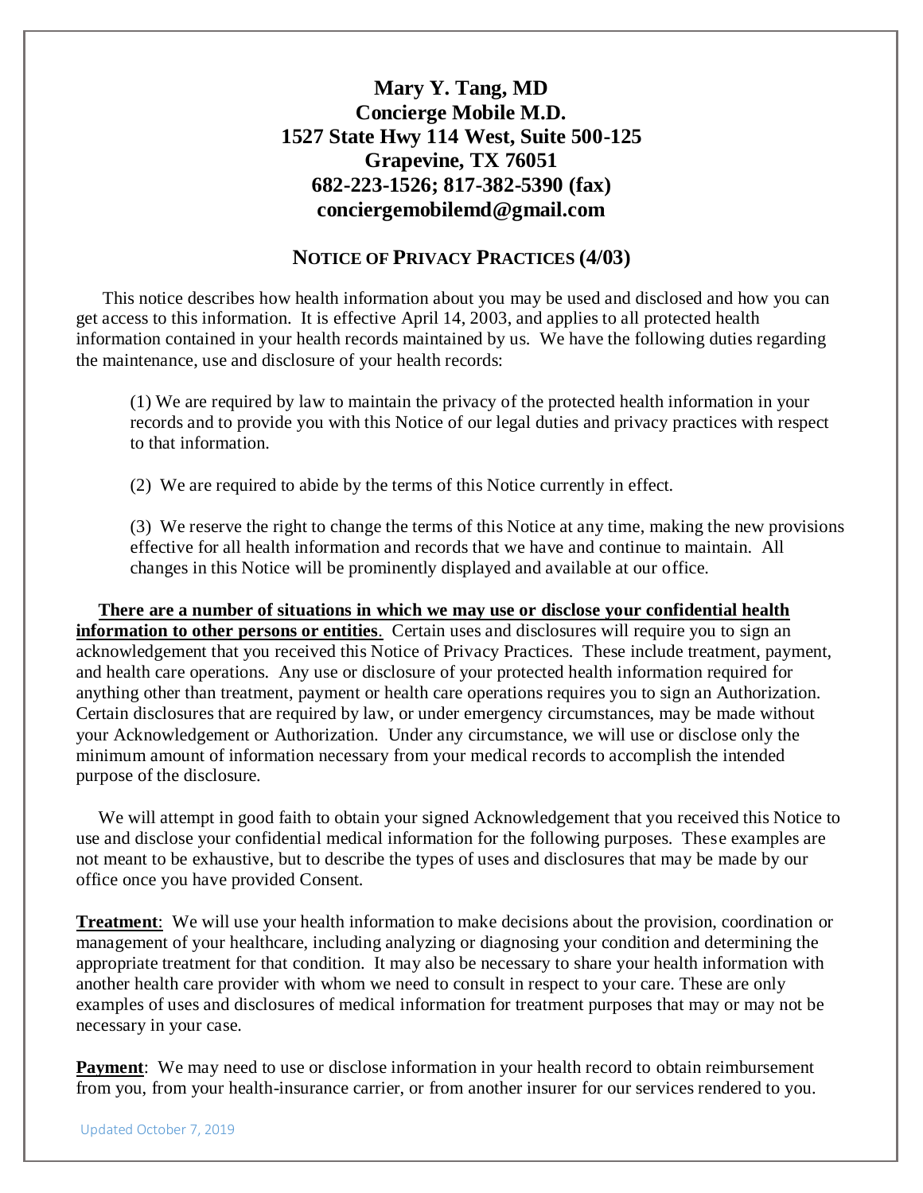**Mary Y. Tang, MD**
**Concierge Mobile M.D.**
**1527 State Hwy 114 West, Suite 500-125**
**Grapevine, TX 76051**
**682-223-1526; 817-382-5390 (fax)**
**conciergemobilemd@gmail.com**

## NOTICE OF PRIVACY PRACTICES (4/03)

This notice describes how health information about you may be used and disclosed and how you can get access to this information. It is effective April 14, 2003, and applies to all protected health information contained in your health records maintained by us. We have the following duties regarding the maintenance, use and disclosure of your health records:

(1) We are required by law to maintain the privacy of the protected health information in your records and to provide you with this Notice of our legal duties and privacy practices with respect to that information.

(2) We are required to abide by the terms of this Notice currently in effect.

(3) We reserve the right to change the terms of this Notice at any time, making the new provisions effective for all health information and records that we have and continue to maintain. All changes in this Notice will be prominently displayed and available at our office.

**There are a number of situations in which we may use or disclose your confidential health information to other persons or entities**. Certain uses and disclosures will require you to sign an acknowledgement that you received this Notice of Privacy Practices. These include treatment, payment, and health care operations. Any use or disclosure of your protected health information required for anything other than treatment, payment or health care operations requires you to sign an Authorization. Certain disclosures that are required by law, or under emergency circumstances, may be made without your Acknowledgement or Authorization. Under any circumstance, we will use or disclose only the minimum amount of information necessary from your medical records to accomplish the intended purpose of the disclosure.

We will attempt in good faith to obtain your signed Acknowledgement that you received this Notice to use and disclose your confidential medical information for the following purposes. These examples are not meant to be exhaustive, but to describe the types of uses and disclosures that may be made by our office once you have provided Consent.

**Treatment**: We will use your health information to make decisions about the provision, coordination or management of your healthcare, including analyzing or diagnosing your condition and determining the appropriate treatment for that condition. It may also be necessary to share your health information with another health care provider with whom we need to consult in respect to your care. These are only examples of uses and disclosures of medical information for treatment purposes that may or may not be necessary in your case.

**Payment**: We may need to use or disclose information in your health record to obtain reimbursement from you, from your health-insurance carrier, or from another insurer for our services rendered to you.

Updated October 7, 2019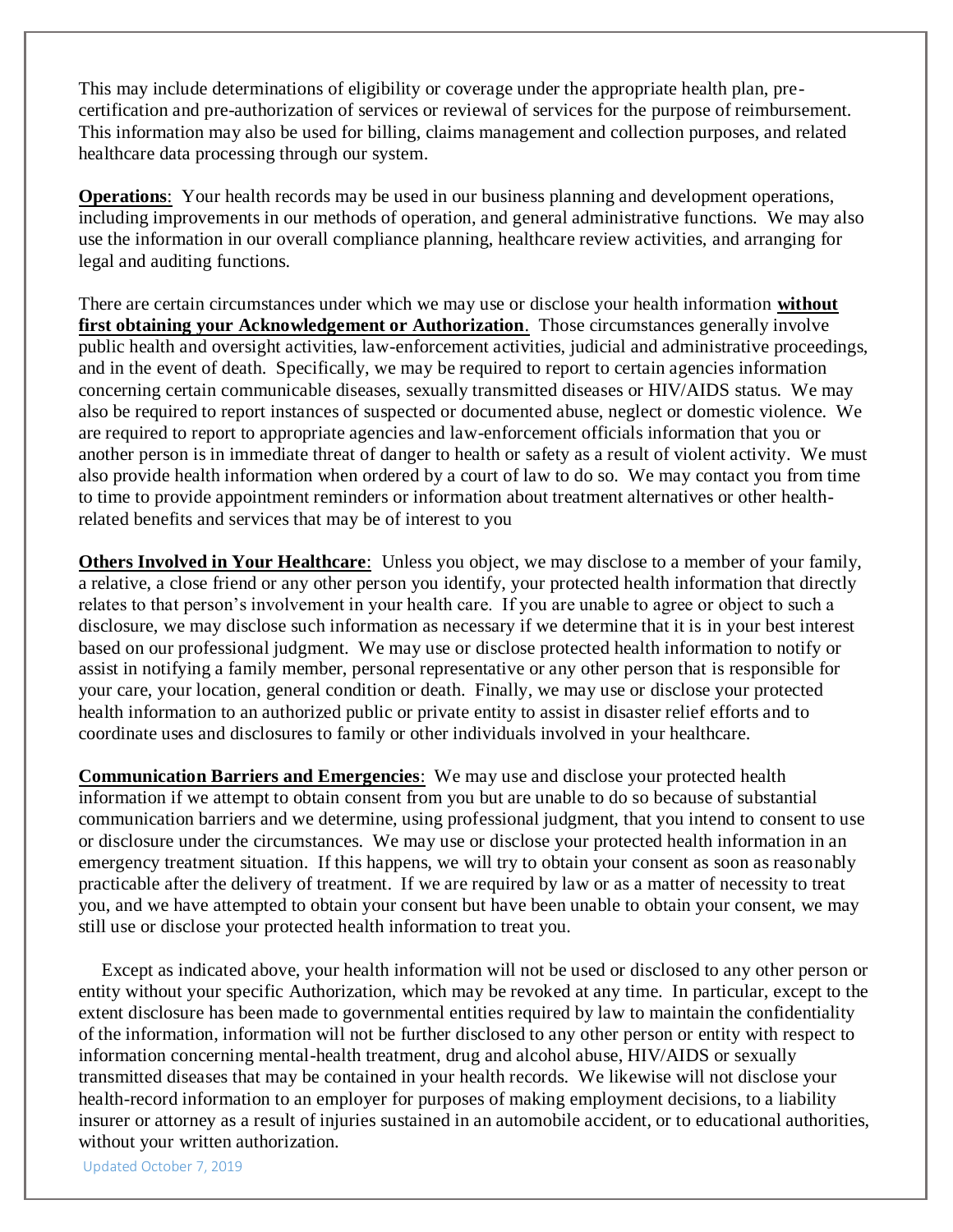This may include determinations of eligibility or coverage under the appropriate health plan, pre-certification and pre-authorization of services or reviewal of services for the purpose of reimbursement. This information may also be used for billing, claims management and collection purposes, and related healthcare data processing through our system.

**Operations**: Your health records may be used in our business planning and development operations, including improvements in our methods of operation, and general administrative functions. We may also use the information in our overall compliance planning, healthcare review activities, and arranging for legal and auditing functions.

There are certain circumstances under which we may use or disclose your health information **without first obtaining your Acknowledgement or Authorization**. Those circumstances generally involve public health and oversight activities, law-enforcement activities, judicial and administrative proceedings, and in the event of death. Specifically, we may be required to report to certain agencies information concerning certain communicable diseases, sexually transmitted diseases or HIV/AIDS status. We may also be required to report instances of suspected or documented abuse, neglect or domestic violence. We are required to report to appropriate agencies and law-enforcement officials information that you or another person is in immediate threat of danger to health or safety as a result of violent activity. We must also provide health information when ordered by a court of law to do so. We may contact you from time to time to provide appointment reminders or information about treatment alternatives or other health-related benefits and services that may be of interest to you

**Others Involved in Your Healthcare**: Unless you object, we may disclose to a member of your family, a relative, a close friend or any other person you identify, your protected health information that directly relates to that person's involvement in your health care. If you are unable to agree or object to such a disclosure, we may disclose such information as necessary if we determine that it is in your best interest based on our professional judgment. We may use or disclose protected health information to notify or assist in notifying a family member, personal representative or any other person that is responsible for your care, your location, general condition or death. Finally, we may use or disclose your protected health information to an authorized public or private entity to assist in disaster relief efforts and to coordinate uses and disclosures to family or other individuals involved in your healthcare.

**Communication Barriers and Emergencies**: We may use and disclose your protected health information if we attempt to obtain consent from you but are unable to do so because of substantial communication barriers and we determine, using professional judgment, that you intend to consent to use or disclosure under the circumstances. We may use or disclose your protected health information in an emergency treatment situation. If this happens, we will try to obtain your consent as soon as reasonably practicable after the delivery of treatment. If we are required by law or as a matter of necessity to treat you, and we have attempted to obtain your consent but have been unable to obtain your consent, we may still use or disclose your protected health information to treat you.

Except as indicated above, your health information will not be used or disclosed to any other person or entity without your specific Authorization, which may be revoked at any time. In particular, except to the extent disclosure has been made to governmental entities required by law to maintain the confidentiality of the information, information will not be further disclosed to any other person or entity with respect to information concerning mental-health treatment, drug and alcohol abuse, HIV/AIDS or sexually transmitted diseases that may be contained in your health records. We likewise will not disclose your health-record information to an employer for purposes of making employment decisions, to a liability insurer or attorney as a result of injuries sustained in an automobile accident, or to educational authorities, without your written authorization.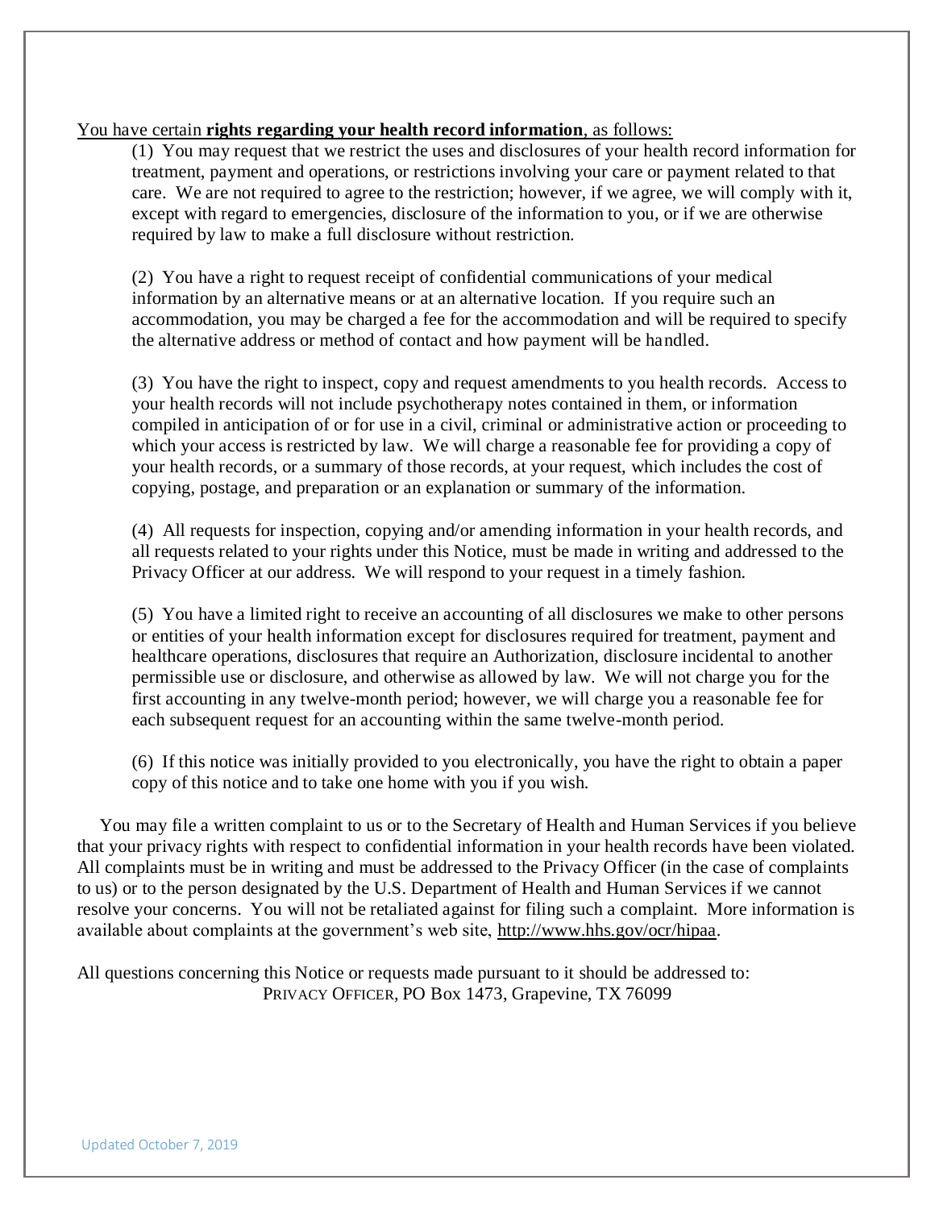<u>You have certain **rights regarding your health record information**, as follows:</u>

(1) You may request that we restrict the uses and disclosures of your health record information for treatment, payment and operations, or restrictions involving your care or payment related to that care. We are not required to agree to the restriction; however, if we agree, we will comply with it, except with regard to emergencies, disclosure of the information to you, or if we are otherwise required by law to make a full disclosure without restriction.

(2) You have a right to request receipt of confidential communications of your medical information by an alternative means or at an alternative location. If you require such an accommodation, you may be charged a fee for the accommodation and will be required to specify the alternative address or method of contact and how payment will be handled.

(3) You have the right to inspect, copy and request amendments to you health records. Access to your health records will not include psychotherapy notes contained in them, or information compiled in anticipation of or for use in a civil, criminal or administrative action or proceeding to which your access is restricted by law. We will charge a reasonable fee for providing a copy of your health records, or a summary of those records, at your request, which includes the cost of copying, postage, and preparation or an explanation or summary of the information.

(4) All requests for inspection, copying and/or amending information in your health records, and all requests related to your rights under this Notice, must be made in writing and addressed to the Privacy Officer at our address. We will respond to your request in a timely fashion.

(5) You have a limited right to receive an accounting of all disclosures we make to other persons or entities of your health information except for disclosures required for treatment, payment and healthcare operations, disclosures that require an Authorization, disclosure incidental to another permissible use or disclosure, and otherwise as allowed by law. We will not charge you for the first accounting in any twelve-month period; however, we will charge you a reasonable fee for each subsequent request for an accounting within the same twelve-month period.

(6) If this notice was initially provided to you electronically, you have the right to obtain a paper copy of this notice and to take one home with you if you wish.

You may file a written complaint to us or to the Secretary of Health and Human Services if you believe that your privacy rights with respect to confidential information in your health records have been violated. All complaints must be in writing and must be addressed to the Privacy Officer (in the case of complaints to us) or to the person designated by the U.S. Department of Health and Human Services if we cannot resolve your concerns. You will not be retaliated against for filing such a complaint. More information is available about complaints at the government's web site, http://www.hhs.gov/ocr/hipaa.

All questions concerning this Notice or requests made pursuant to it should be addressed to:
PRIVACY OFFICER, PO Box 1473, Grapevine, TX 76099

Updated October 7, 2019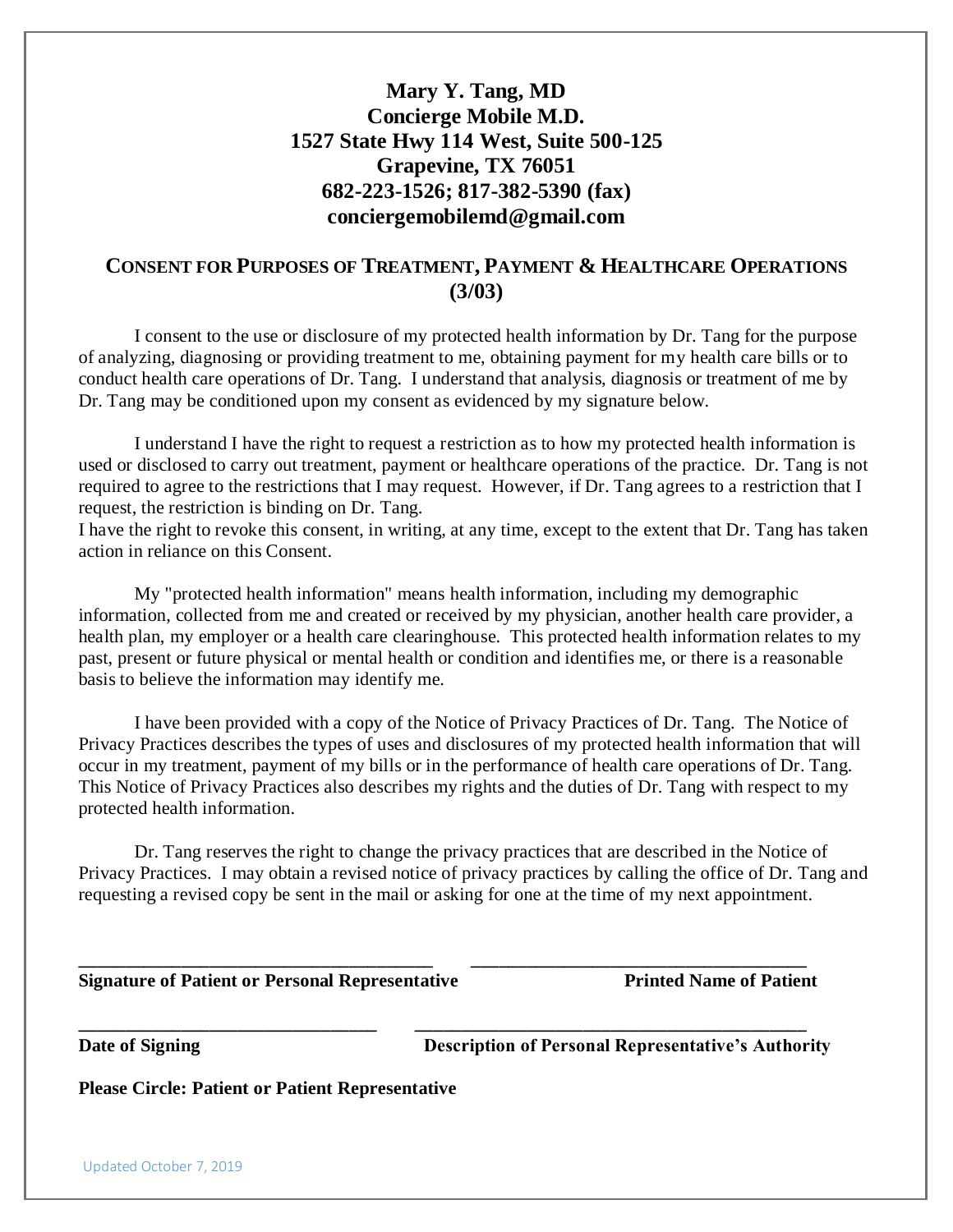**Mary Y. Tang, MD**
**Concierge Mobile M.D.**
**1527 State Hwy 114 West, Suite 500-125**
**Grapevine, TX 76051**
**682-223-1526; 817-382-5390 (fax)**
**conciergemobilemd@gmail.com**

## CONSENT FOR PURPOSES OF TREATMENT, PAYMENT & HEALTHCARE OPERATIONS (3/03)

I consent to the use or disclosure of my protected health information by Dr. Tang for the purpose of analyzing, diagnosing or providing treatment to me, obtaining payment for my health care bills or to conduct health care operations of Dr. Tang. I understand that analysis, diagnosis or treatment of me by Dr. Tang may be conditioned upon my consent as evidenced by my signature below.

I understand I have the right to request a restriction as to how my protected health information is used or disclosed to carry out treatment, payment or healthcare operations of the practice. Dr. Tang is not required to agree to the restrictions that I may request. However, if Dr. Tang agrees to a restriction that I request, the restriction is binding on Dr. Tang.
I have the right to revoke this consent, in writing, at any time, except to the extent that Dr. Tang has taken action in reliance on this Consent.

My "protected health information" means health information, including my demographic information, collected from me and created or received by my physician, another health care provider, a health plan, my employer or a health care clearinghouse. This protected health information relates to my past, present or future physical or mental health or condition and identifies me, or there is a reasonable basis to believe the information may identify me.

I have been provided with a copy of the Notice of Privacy Practices of Dr. Tang. The Notice of Privacy Practices describes the types of uses and disclosures of my protected health information that will occur in my treatment, payment of my bills or in the performance of health care operations of Dr. Tang. This Notice of Privacy Practices also describes my rights and the duties of Dr. Tang with respect to my protected health information.

Dr. Tang reserves the right to change the privacy practices that are described in the Notice of Privacy Practices. I may obtain a revised notice of privacy practices by calling the office of Dr. Tang and requesting a revised copy be sent in the mail or asking for one at the time of my next appointment.

______________________________________ ____________________________________
**Signature of Patient or Personal Representative** **Printed Name of Patient**

________________________________ __________________________________________
**Date of Signing** **Description of Personal Representative's Authority**

**Please Circle: Patient or Patient Representative**

Updated October 7, 2019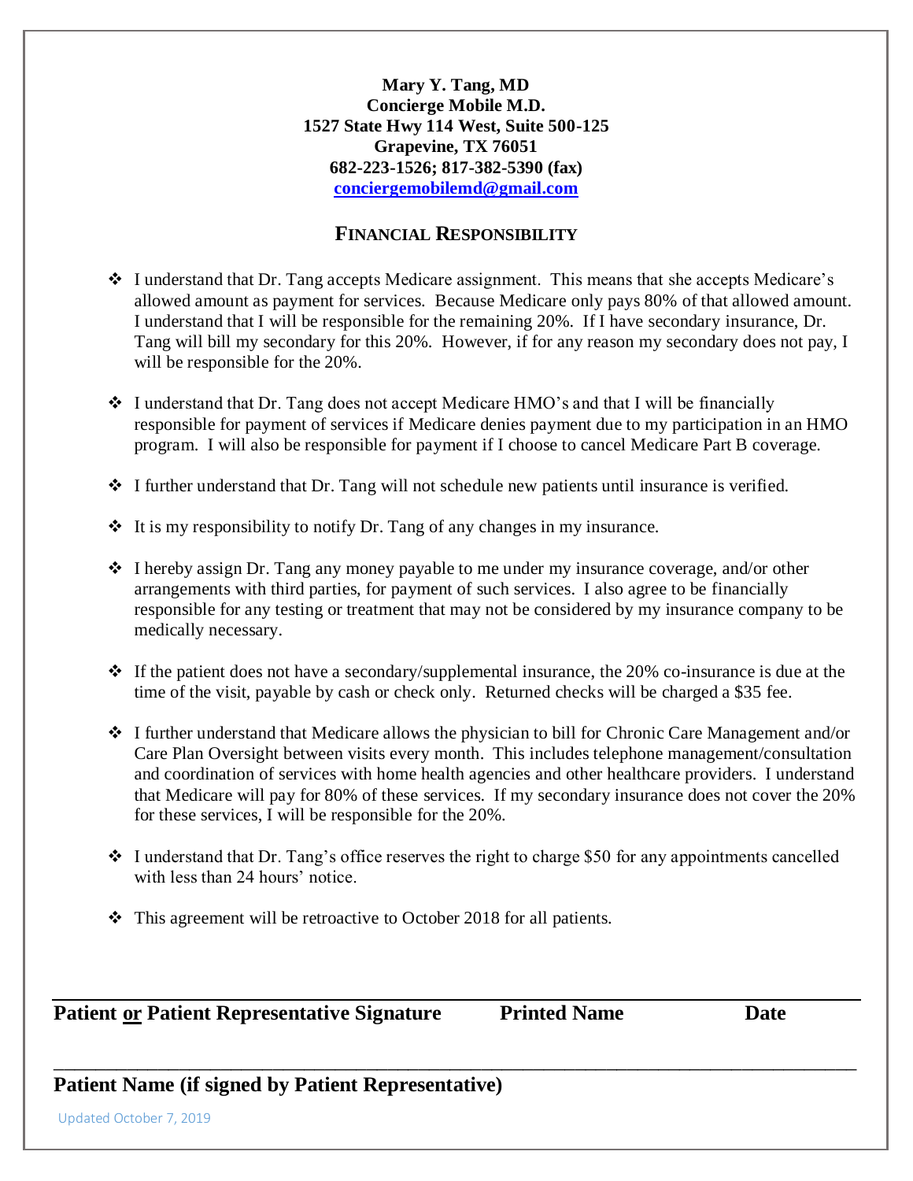**Mary Y. Tang, MD**
**Concierge Mobile M.D.**
**1527 State Hwy 114 West, Suite 500-125**
**Grapevine, TX 76051**
**682-223-1526; 817-382-5390 (fax)**
**conciergemobilemd@gmail.com**

## FINANCIAL RESPONSIBILITY

- I understand that Dr. Tang accepts Medicare assignment. This means that she accepts Medicare's allowed amount as payment for services. Because Medicare only pays 80% of that allowed amount. I understand that I will be responsible for the remaining 20%. If I have secondary insurance, Dr. Tang will bill my secondary for this 20%. However, if for any reason my secondary does not pay, I will be responsible for the 20%.

- I understand that Dr. Tang does not accept Medicare HMO's and that I will be financially responsible for payment of services if Medicare denies payment due to my participation in an HMO program. I will also be responsible for payment if I choose to cancel Medicare Part B coverage.

- I further understand that Dr. Tang will not schedule new patients until insurance is verified.

- It is my responsibility to notify Dr. Tang of any changes in my insurance.

- I hereby assign Dr. Tang any money payable to me under my insurance coverage, and/or other arrangements with third parties, for payment of such services. I also agree to be financially responsible for any testing or treatment that may not be considered by my insurance company to be medically necessary.

- If the patient does not have a secondary/supplemental insurance, the 20% co-insurance is due at the time of the visit, payable by cash or check only. Returned checks will be charged a $35 fee.

- I further understand that Medicare allows the physician to bill for Chronic Care Management and/or Care Plan Oversight between visits every month. This includes telephone management/consultation and coordination of services with home health agencies and other healthcare providers. I understand that Medicare will pay for 80% of these services. If my secondary insurance does not cover the 20% for these services, I will be responsible for the 20%.

- I understand that Dr. Tang's office reserves the right to charge $50 for any appointments cancelled with less than 24 hours' notice.

- This agreement will be retroactive to October 2018 for all patients.

\_\_\_\_\_\_\_\_\_\_\_\_\_\_\_\_\_\_\_\_\_\_\_\_\_\_\_\_\_\_\_\_\_\_\_\_\_\_\_\_\_\_\_\_\_\_\_\_\_\_\_\_\_\_\_\_\_\_\_\_\_\_\_\_\_\_\_\_\_\_\_\_

**Patient or Patient Representative Signature** **Printed Name** **Date**

\_\_\_\_\_\_\_\_\_\_\_\_\_\_\_\_\_\_\_\_\_\_\_\_\_\_\_\_\_\_\_\_\_\_\_\_\_\_\_\_\_\_\_\_\_\_\_\_\_\_\_\_\_\_\_\_\_\_\_\_\_\_\_\_\_\_\_\_\_\_\_\_

**Patient Name (if signed by Patient Representative)**

Updated October 7, 2019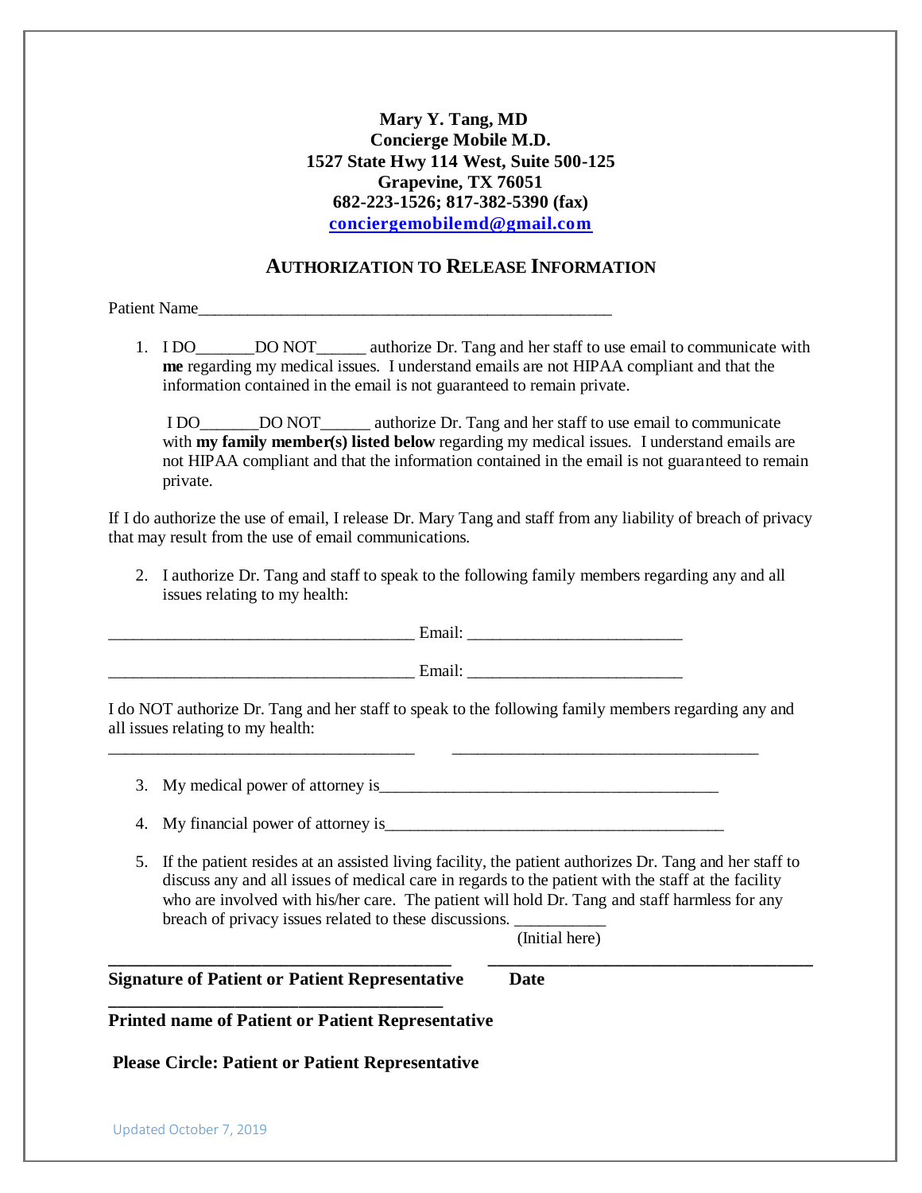**Mary Y. Tang, MD**
**Concierge Mobile M.D.**
**1527 State Hwy 114 West, Suite 500-125**
**Grapevine, TX 76051**
**682-223-1526; 817-382-5390 (fax)**
**conciergemobilemd@gmail.com**

## AUTHORIZATION TO RELEASE INFORMATION

Patient Name___________________________________________________

1. I DO_______DO NOT______ authorize Dr. Tang and her staff to use email to communicate with **me** regarding my medical issues. I understand emails are not HIPAA compliant and that the information contained in the email is not guaranteed to remain private.

   I DO_______DO NOT______ authorize Dr. Tang and her staff to use email to communicate with **my family member(s) listed below** regarding my medical issues. I understand emails are not HIPAA compliant and that the information contained in the email is not guaranteed to remain private.

If I do authorize the use of email, I release Dr. Mary Tang and staff from any liability of breach of privacy that may result from the use of email communications.

2. I authorize Dr. Tang and staff to speak to the following family members regarding any and all issues relating to my health:

____________________________________ Email: _________________________

____________________________________ Email: _________________________

I do NOT authorize Dr. Tang and her staff to speak to the following family members regarding any and all issues relating to my health:

____________________________________ ____________________________________

3. My medical power of attorney is________________________________________

4. My financial power of attorney is________________________________________

5. If the patient resides at an assisted living facility, the patient authorizes Dr. Tang and her staff to discuss any and all issues of medical care in regards to the patient with the staff at the facility who are involved with his/her care. The patient will hold Dr. Tang and staff harmless for any breach of privacy issues related to these discussions. ___________
(Initial here)

________________________________________ ______________________________________

**Signature of Patient or Patient Representative** **Date**

________________________________________

**Printed name of Patient or Patient Representative**

**Please Circle: Patient or Patient Representative**

Updated October 7, 2019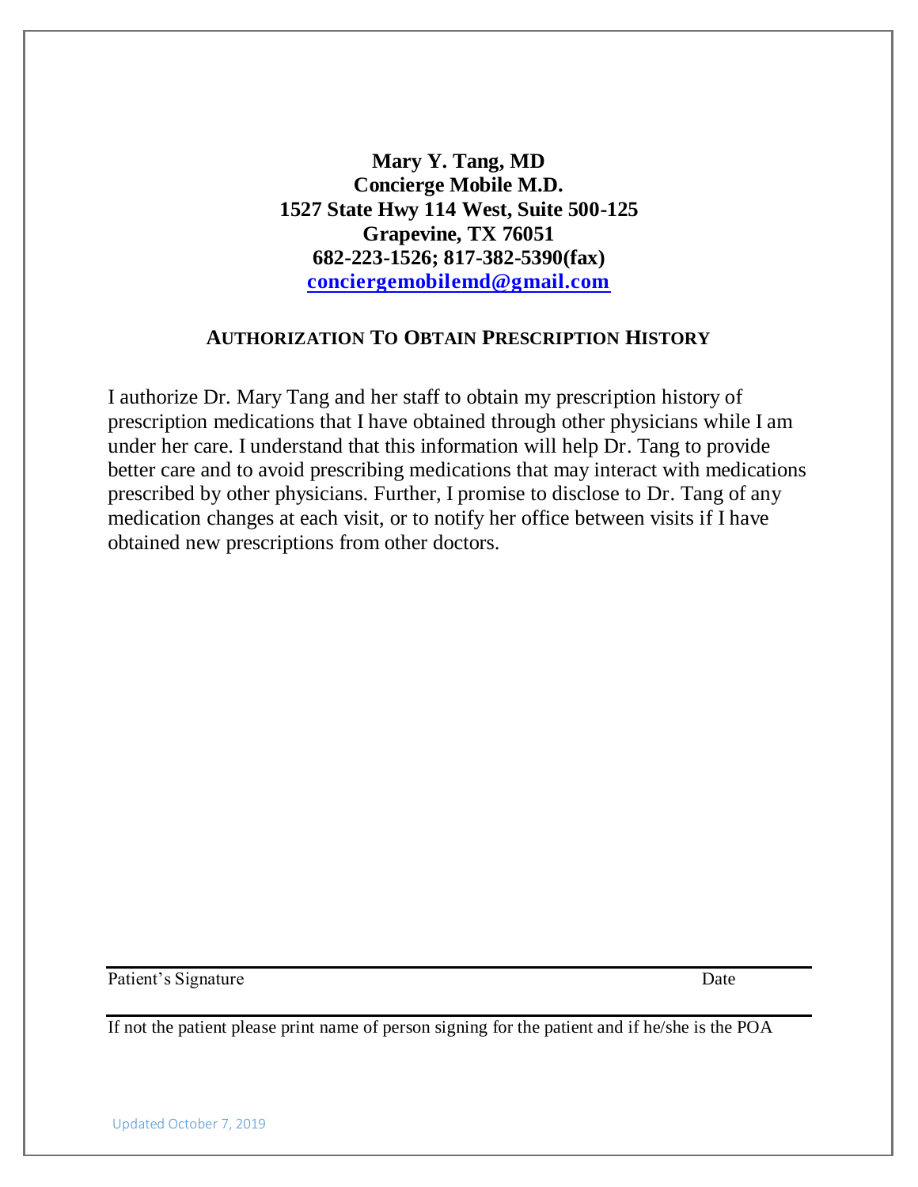**Mary Y. Tang, MD**
**Concierge Mobile M.D.**
**1527 State Hwy 114 West, Suite 500-125**
**Grapevine, TX 76051**
**682-223-1526; 817-382-5390(fax)**
**conciergemobilemd@gmail.com**

## AUTHORIZATION TO OBTAIN PRESCRIPTION HISTORY

I authorize Dr. Mary Tang and her staff to obtain my prescription history of prescription medications that I have obtained through other physicians while I am under her care. I understand that this information will help Dr. Tang to provide better care and to avoid prescribing medications that may interact with medications prescribed by other physicians. Further, I promise to disclose to Dr. Tang of any medication changes at each visit, or to notify her office between visits if I have obtained new prescriptions from other doctors.

Patient's Signature    Date

If not the patient please print name of person signing for the patient and if he/she is the POA

Updated October 7, 2019